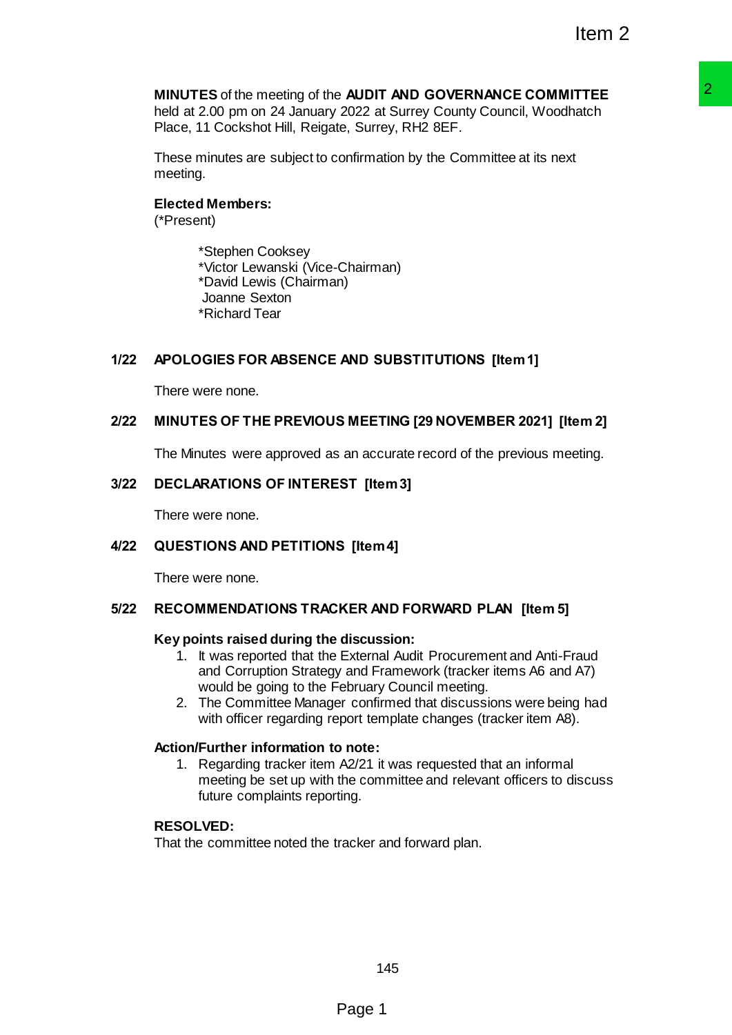**MINUTES** of the meeting of the **AUDIT AND GOVERNANCE COMMITTEE** held at 2.00 pm on 24 January 2022 at Surrey County Council, Woodhatch Place, 11 Cockshot Hill, Reigate, Surrey, RH2 8EF.

These minutes are subject to confirmation by the Committee at its next meeting.

**Elected Members:**
(*Present)

- *Stephen Cooksey
- *Victor Lewanski (Vice-Chairman)
- *David Lewis (Chairman)
- Joanne Sexton
- *Richard Tear

## 1/22 APOLOGIES FOR ABSENCE AND SUBSTITUTIONS [Item 1]

There were none.

## 2/22 MINUTES OF THE PREVIOUS MEETING [29 NOVEMBER 2021] [Item 2]

The Minutes were approved as an accurate record of the previous meeting.

## 3/22 DECLARATIONS OF INTEREST [Item 3]

There were none.

## 4/22 QUESTIONS AND PETITIONS [Item 4]

There were none.

## 5/22 RECOMMENDATIONS TRACKER AND FORWARD PLAN [Item 5]

**Key points raised during the discussion:**

1. It was reported that the External Audit Procurement and Anti-Fraud and Corruption Strategy and Framework (tracker items A6 and A7) would be going to the February Council meeting.
2. The Committee Manager confirmed that discussions were being had with officer regarding report template changes (tracker item A8).

**Action/Further information to note:**

1. Regarding tracker item A2/21 it was requested that an informal meeting be set up with the committee and relevant officers to discuss future complaints reporting.

**RESOLVED:**

That the committee noted the tracker and forward plan.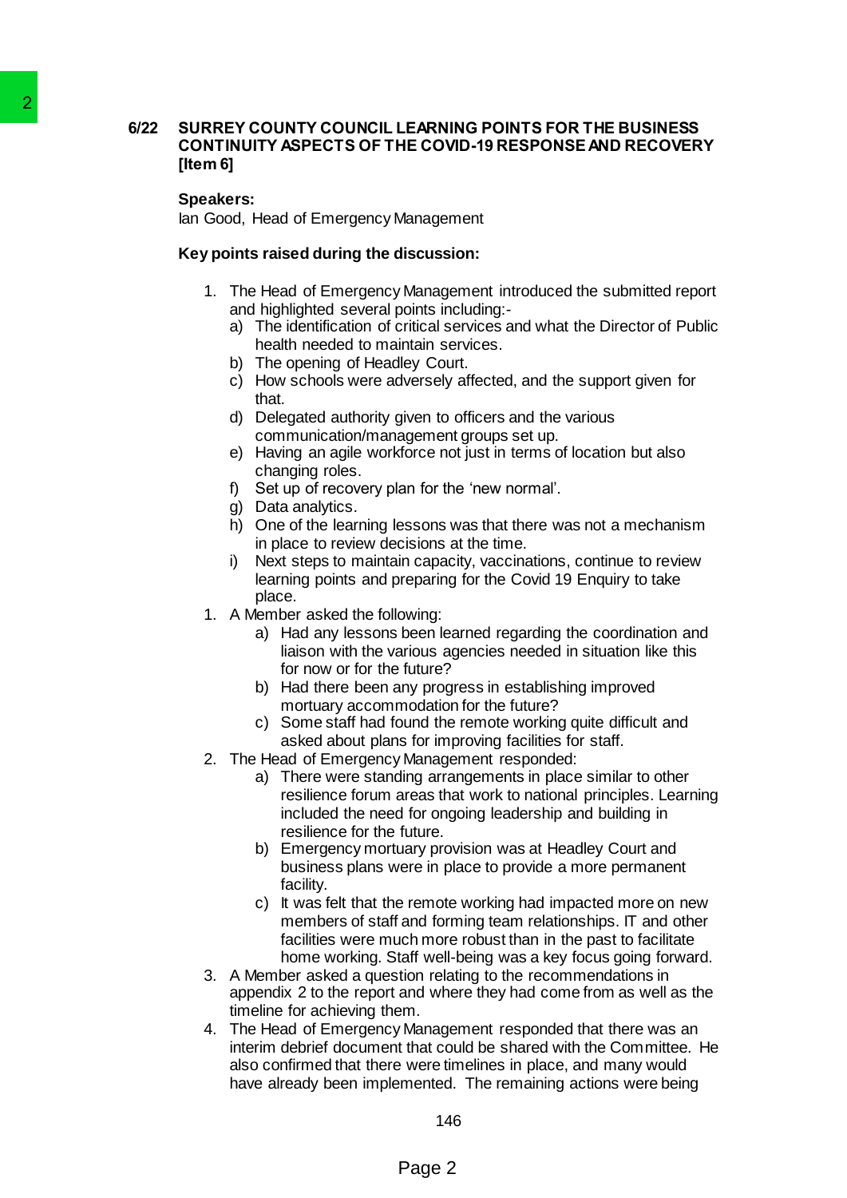## 6/22 SURREY COUNTY COUNCIL LEARNING POINTS FOR THE BUSINESS CONTINUITY ASPECTS OF THE COVID-19 RESPONSE AND RECOVERY [Item 6]

**Speakers:**

Ian Good, Head of Emergency Management

**Key points raised during the discussion:**

1. The Head of Emergency Management introduced the submitted report and highlighted several points including:-
   a) The identification of critical services and what the Director of Public health needed to maintain services.
   b) The opening of Headley Court.
   c) How schools were adversely affected, and the support given for that.
   d) Delegated authority given to officers and the various communication/management groups set up.
   e) Having an agile workforce not just in terms of location but also changing roles.
   f) Set up of recovery plan for the 'new normal'.
   g) Data analytics.
   h) One of the learning lessons was that there was not a mechanism in place to review decisions at the time.
   i) Next steps to maintain capacity, vaccinations, continue to review learning points and preparing for the Covid 19 Enquiry to take place.
1. A Member asked the following:
   a) Had any lessons been learned regarding the coordination and liaison with the various agencies needed in situation like this for now or for the future?
   b) Had there been any progress in establishing improved mortuary accommodation for the future?
   c) Some staff had found the remote working quite difficult and asked about plans for improving facilities for staff.
2. The Head of Emergency Management responded:
   a) There were standing arrangements in place similar to other resilience forum areas that work to national principles. Learning included the need for ongoing leadership and building in resilience for the future.
   b) Emergency mortuary provision was at Headley Court and business plans were in place to provide a more permanent facility.
   c) It was felt that the remote working had impacted more on new members of staff and forming team relationships. IT and other facilities were much more robust than in the past to facilitate home working. Staff well-being was a key focus going forward.
3. A Member asked a question relating to the recommendations in appendix 2 to the report and where they had come from as well as the timeline for achieving them.
4. The Head of Emergency Management responded that there was an interim debrief document that could be shared with the Committee. He also confirmed that there were timelines in place, and many would have already been implemented. The remaining actions were being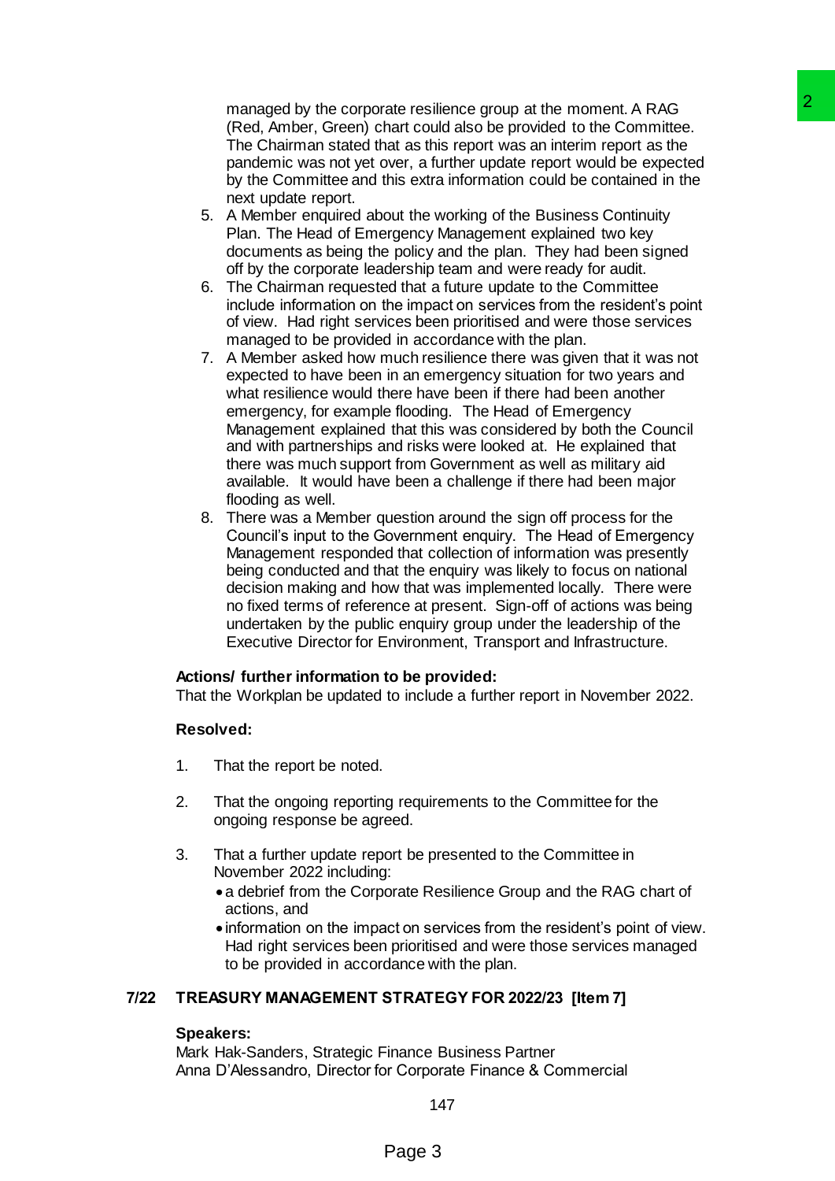managed by the corporate resilience group at the moment. A RAG (Red, Amber, Green) chart could also be provided to the Committee. The Chairman stated that as this report was an interim report as the pandemic was not yet over, a further update report would be expected by the Committee and this extra information could be contained in the next update report.

5. A Member enquired about the working of the Business Continuity Plan. The Head of Emergency Management explained two key documents as being the policy and the plan. They had been signed off by the corporate leadership team and were ready for audit.
6. The Chairman requested that a future update to the Committee include information on the impact on services from the resident's point of view. Had right services been prioritised and were those services managed to be provided in accordance with the plan.
7. A Member asked how much resilience there was given that it was not expected to have been in an emergency situation for two years and what resilience would there have been if there had been another emergency, for example flooding. The Head of Emergency Management explained that this was considered by both the Council and with partnerships and risks were looked at. He explained that there was much support from Government as well as military aid available. It would have been a challenge if there had been major flooding as well.
8. There was a Member question around the sign off process for the Council's input to the Government enquiry. The Head of Emergency Management responded that collection of information was presently being conducted and that the enquiry was likely to focus on national decision making and how that was implemented locally. There were no fixed terms of reference at present. Sign-off of actions was being undertaken by the public enquiry group under the leadership of the Executive Director for Environment, Transport and Infrastructure.

**Actions/ further information to be provided:**

That the Workplan be updated to include a further report in November 2022.

**Resolved:**

1. That the report be noted.
2. That the ongoing reporting requirements to the Committee for the ongoing response be agreed.
3. That a further update report be presented to the Committee in November 2022 including:
   - a debrief from the Corporate Resilience Group and the RAG chart of actions, and
   - information on the impact on services from the resident's point of view. Had right services been prioritised and were those services managed to be provided in accordance with the plan.

## 7/22 TREASURY MANAGEMENT STRATEGY FOR 2022/23 [Item 7]

**Speakers:**

Mark Hak-Sanders, Strategic Finance Business Partner
Anna D'Alessandro, Director for Corporate Finance & Commercial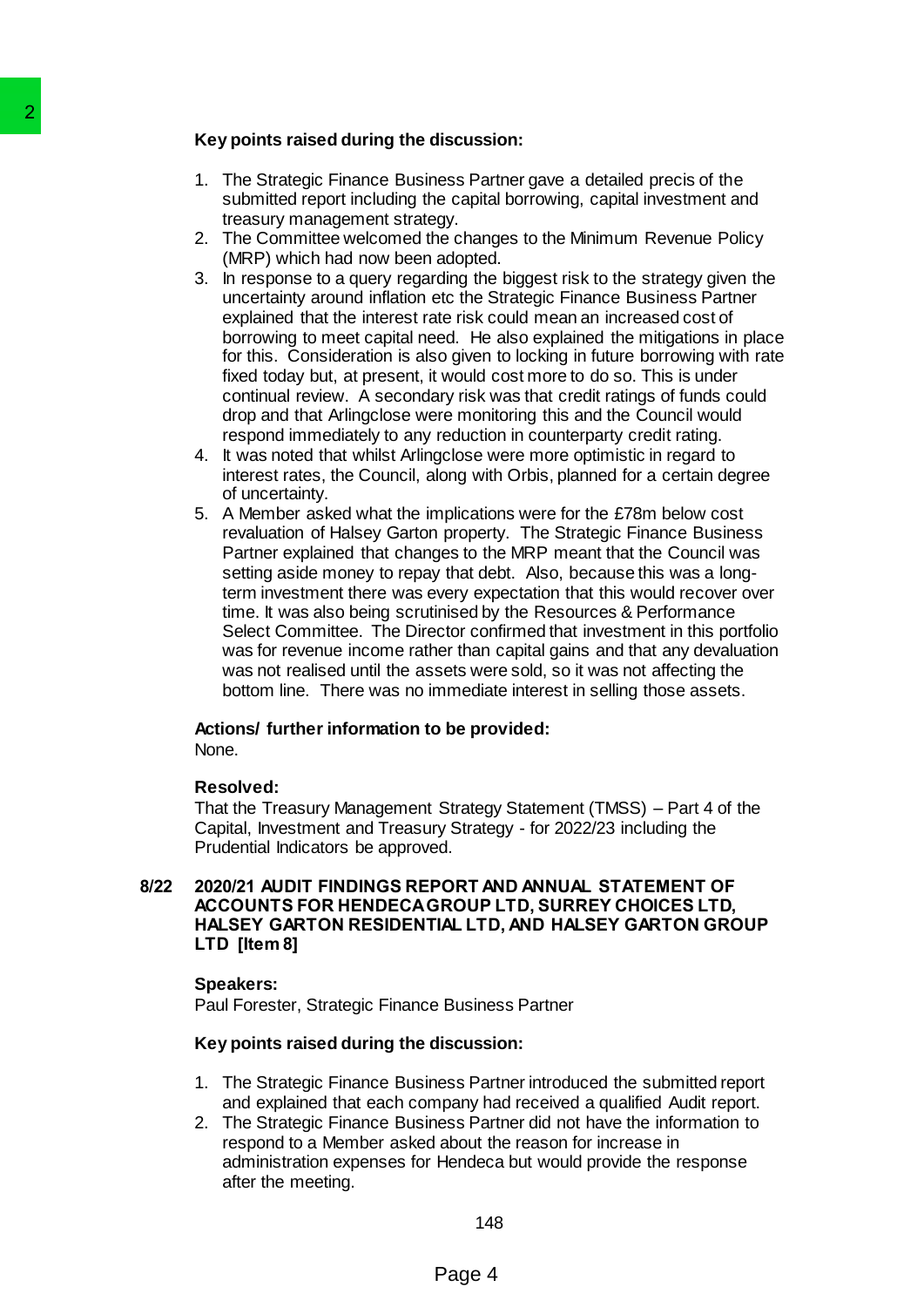**Key points raised during the discussion:**

1. The Strategic Finance Business Partner gave a detailed precis of the submitted report including the capital borrowing, capital investment and treasury management strategy.
2. The Committee welcomed the changes to the Minimum Revenue Policy (MRP) which had now been adopted.
3. In response to a query regarding the biggest risk to the strategy given the uncertainty around inflation etc the Strategic Finance Business Partner explained that the interest rate risk could mean an increased cost of borrowing to meet capital need. He also explained the mitigations in place for this. Consideration is also given to locking in future borrowing with rate fixed today but, at present, it would cost more to do so. This is under continual review. A secondary risk was that credit ratings of funds could drop and that Arlingclose were monitoring this and the Council would respond immediately to any reduction in counterparty credit rating.
4. It was noted that whilst Arlingclose were more optimistic in regard to interest rates, the Council, along with Orbis, planned for a certain degree of uncertainty.
5. A Member asked what the implications were for the £78m below cost revaluation of Halsey Garton property. The Strategic Finance Business Partner explained that changes to the MRP meant that the Council was setting aside money to repay that debt. Also, because this was a long-term investment there was every expectation that this would recover over time. It was also being scrutinised by the Resources & Performance Select Committee. The Director confirmed that investment in this portfolio was for revenue income rather than capital gains and that any devaluation was not realised until the assets were sold, so it was not affecting the bottom line. There was no immediate interest in selling those assets.

**Actions/ further information to be provided:**
None.

**Resolved:**
That the Treasury Management Strategy Statement (TMSS) – Part 4 of the Capital, Investment and Treasury Strategy - for 2022/23 including the Prudential Indicators be approved.

**8/22 2020/21 AUDIT FINDINGS REPORT AND ANNUAL STATEMENT OF ACCOUNTS FOR HENDECA GROUP LTD, SURREY CHOICES LTD, HALSEY GARTON RESIDENTIAL LTD, AND HALSEY GARTON GROUP LTD [Item 8]**

**Speakers:**
Paul Forester, Strategic Finance Business Partner

**Key points raised during the discussion:**

1. The Strategic Finance Business Partner introduced the submitted report and explained that each company had received a qualified Audit report.
2. The Strategic Finance Business Partner did not have the information to respond to a Member asked about the reason for increase in administration expenses for Hendeca but would provide the response after the meeting.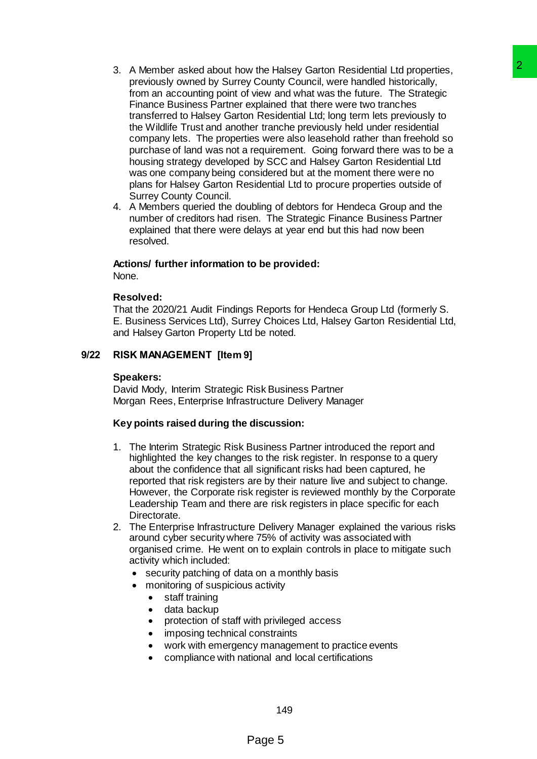3. A Member asked about how the Halsey Garton Residential Ltd properties, previously owned by Surrey County Council, were handled historically, from an accounting point of view and what was the future. The Strategic Finance Business Partner explained that there were two tranches transferred to Halsey Garton Residential Ltd; long term lets previously to the Wildlife Trust and another tranche previously held under residential company lets. The properties were also leasehold rather than freehold so purchase of land was not a requirement. Going forward there was to be a housing strategy developed by SCC and Halsey Garton Residential Ltd was one company being considered but at the moment there were no plans for Halsey Garton Residential Ltd to procure properties outside of Surrey County Council.
4. A Members queried the doubling of debtors for Hendeca Group and the number of creditors had risen. The Strategic Finance Business Partner explained that there were delays at year end but this had now been resolved.

**Actions/ further information to be provided:**
None.

**Resolved:**
That the 2020/21 Audit Findings Reports for Hendeca Group Ltd (formerly S. E. Business Services Ltd), Surrey Choices Ltd, Halsey Garton Residential Ltd, and Halsey Garton Property Ltd be noted.

## 9/22 RISK MANAGEMENT [Item 9]

**Speakers:**
David Mody, Interim Strategic Risk Business Partner
Morgan Rees, Enterprise Infrastructure Delivery Manager

**Key points raised during the discussion:**

1. The Interim Strategic Risk Business Partner introduced the report and highlighted the key changes to the risk register. In response to a query about the confidence that all significant risks had been captured, he reported that risk registers are by their nature live and subject to change. However, the Corporate risk register is reviewed monthly by the Corporate Leadership Team and there are risk registers in place specific for each Directorate.
2. The Enterprise Infrastructure Delivery Manager explained the various risks around cyber security where 75% of activity was associated with organised crime. He went on to explain controls in place to mitigate such activity which included:
   - security patching of data on a monthly basis
   - monitoring of suspicious activity
     - staff training
     - data backup
     - protection of staff with privileged access
     - imposing technical constraints
     - work with emergency management to practice events
     - compliance with national and local certifications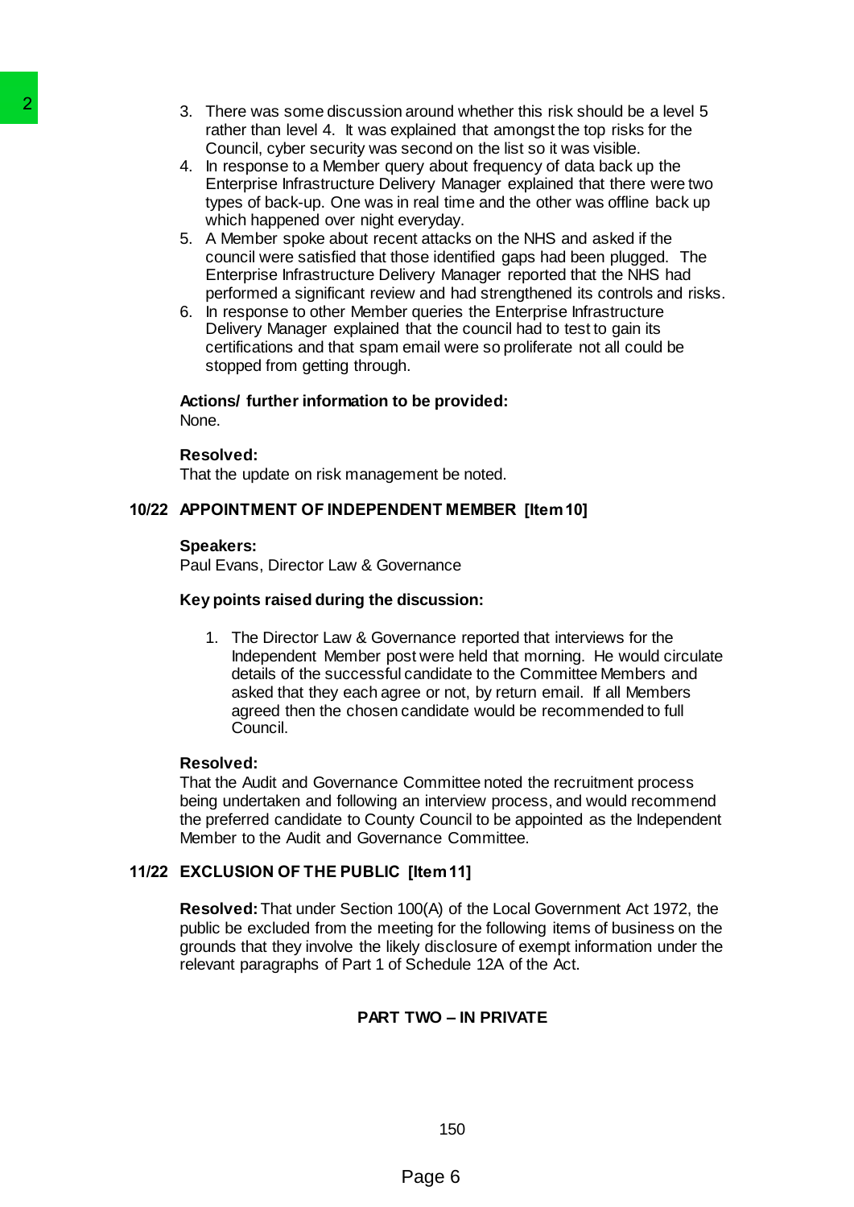3. There was some discussion around whether this risk should be a level 5 rather than level 4. It was explained that amongst the top risks for the Council, cyber security was second on the list so it was visible.
4. In response to a Member query about frequency of data back up the Enterprise Infrastructure Delivery Manager explained that there were two types of back-up. One was in real time and the other was offline back up which happened over night everyday.
5. A Member spoke about recent attacks on the NHS and asked if the council were satisfied that those identified gaps had been plugged. The Enterprise Infrastructure Delivery Manager reported that the NHS had performed a significant review and had strengthened its controls and risks.
6. In response to other Member queries the Enterprise Infrastructure Delivery Manager explained that the council had to test to gain its certifications and that spam email were so proliferate not all could be stopped from getting through.

**Actions/ further information to be provided:**
None.

**Resolved:**
That the update on risk management be noted.

## 10/22 APPOINTMENT OF INDEPENDENT MEMBER [Item 10]

**Speakers:**
Paul Evans, Director Law & Governance

**Key points raised during the discussion:**

1. The Director Law & Governance reported that interviews for the Independent Member post were held that morning. He would circulate details of the successful candidate to the Committee Members and asked that they each agree or not, by return email. If all Members agreed then the chosen candidate would be recommended to full Council.

**Resolved:**
That the Audit and Governance Committee noted the recruitment process being undertaken and following an interview process, and would recommend the preferred candidate to County Council to be appointed as the Independent Member to the Audit and Governance Committee.

## 11/22 EXCLUSION OF THE PUBLIC [Item 11]

**Resolved:** That under Section 100(A) of the Local Government Act 1972, the public be excluded from the meeting for the following items of business on the grounds that they involve the likely disclosure of exempt information under the relevant paragraphs of Part 1 of Schedule 12A of the Act.

**PART TWO – IN PRIVATE**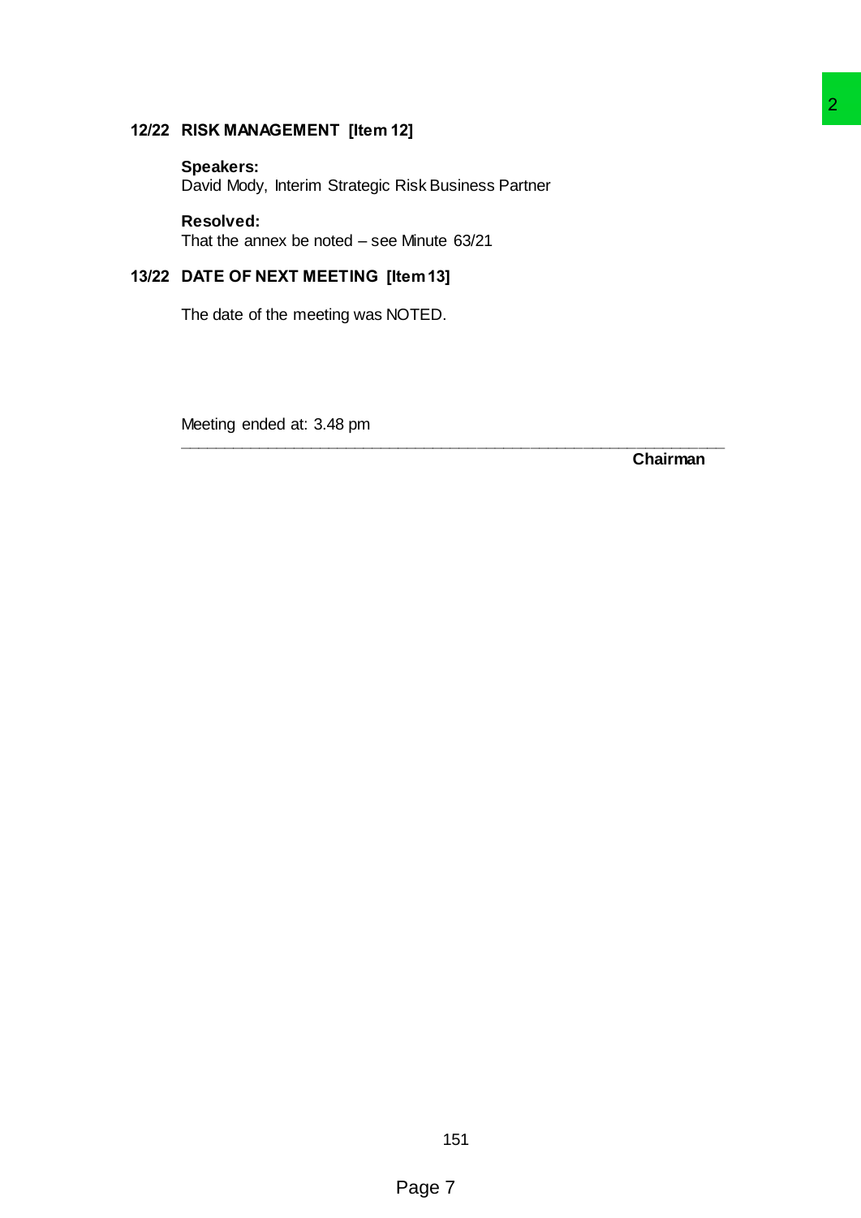**12/22 RISK MANAGEMENT [Item 12]**

**Speakers:**
David Mody, Interim Strategic Risk Business Partner

**Resolved:**
That the annex be noted – see Minute 63/21

**13/22 DATE OF NEXT MEETING [Item 13]**

The date of the meeting was NOTED.

Meeting ended at: 3.48 pm

---

**Chairman**